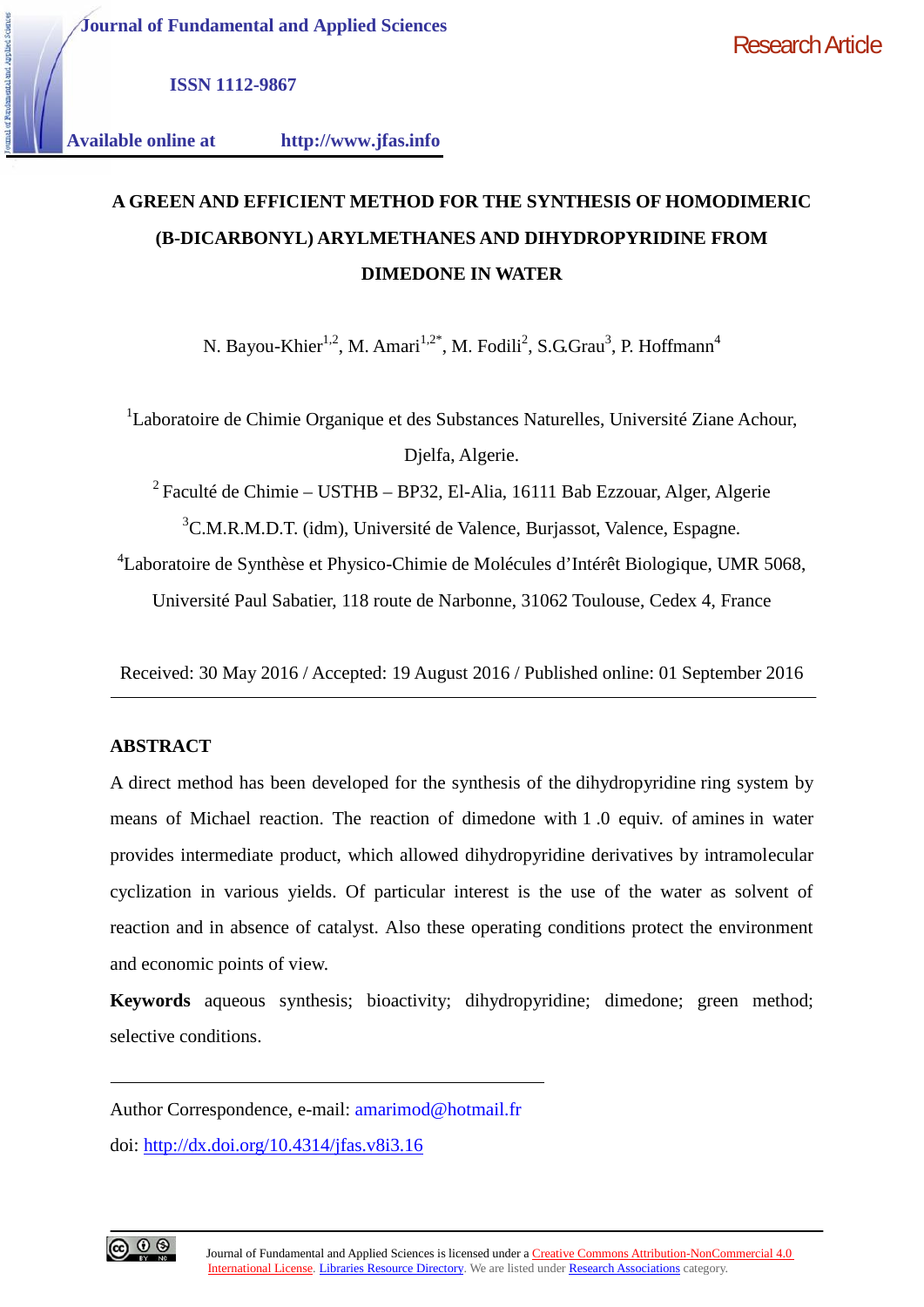Journal of Fundamental and Applied Sciences

ISSN 1112-9867

Available online at http://www.jfas.info

Research Article

# A GREEN AND EFFICIENT METHOD FOR THE SYNTHESIS OF HOMODIMERIC (B-DICARBONYL) ARYLMETHANES AND DIHYDROPYRIDINE FROM DIMEDONE IN WATER

N. Bayou-Khier[1,2], M. Amari[1,2*], M. Fodili[2], S.G.Grau[3], P. Hoffmann[4]

[1]Laboratoire de Chimie Organique et des Substances Naturelles, Université Ziane Achour, Djelfa, Algerie.

[2] Faculté de Chimie – USTHB – BP32, El-Alia, 16111 Bab Ezzouar, Alger, Algerie

[3]C.M.R.M.D.T. (idm), Université de Valence, Burjassot, Valence, Espagne.

[4]Laboratoire de Synthèse et Physico-Chimie de Molécules d'Intérêt Biologique, UMR 5068, Université Paul Sabatier, 118 route de Narbonne, 31062 Toulouse, Cedex 4, France

Received: 30 May 2016 / Accepted: 19 August 2016 / Published online: 01 September 2016

## ABSTRACT

A direct method has been developed for the synthesis of the dihydropyridine ring system by means of Michael reaction. The reaction of dimedone with 1 .0 equiv. of amines in water provides intermediate product, which allowed dihydropyridine derivatives by intramolecular cyclization in various yields. Of particular interest is the use of the water as solvent of reaction and in absence of catalyst. Also these operating conditions protect the environment and economic points of view.

**Keywords** aqueous synthesis; bioactivity; dihydropyridine; dimedone; green method; selective conditions.

---

Author Correspondence, e-mail: amarimod@hotmail.fr

doi: http://dx.doi.org/10.4314/jfas.v8i3.16

Journal of Fundamental and Applied Sciences is licensed under a Creative Commons Attribution-NonCommercial 4.0 International License. Libraries Resource Directory. We are listed under Research Associations category.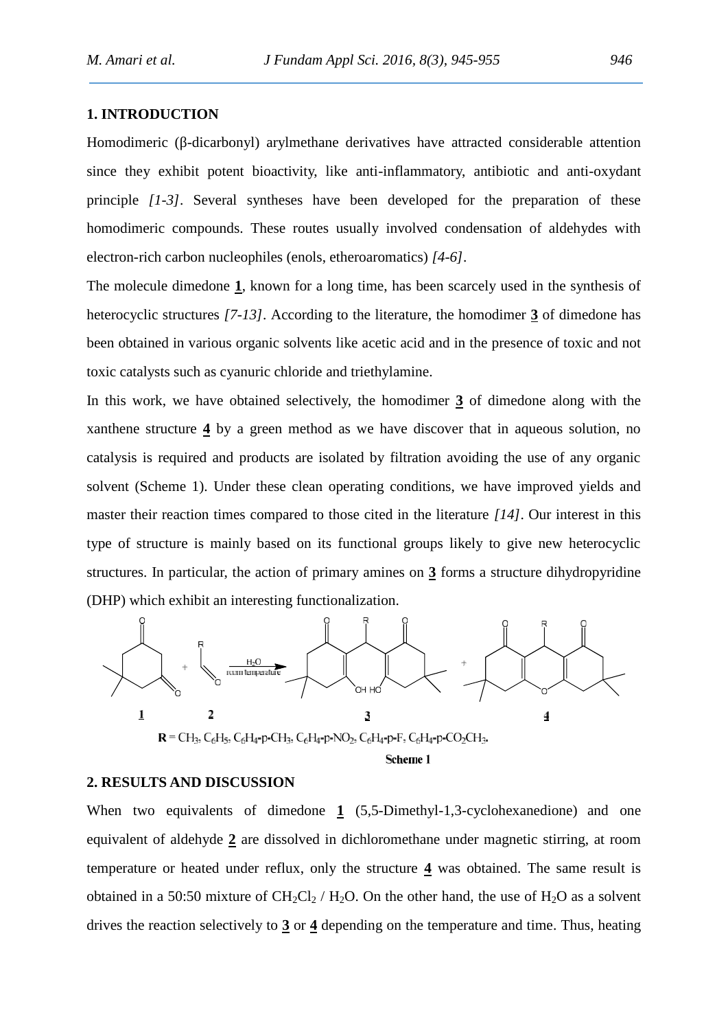## 1. INTRODUCTION

Homodimeric (β-dicarbonyl) arylmethane derivatives have attracted considerable attention since they exhibit potent bioactivity, like anti-inflammatory, antibiotic and anti-oxydant principle *[1-3]*. Several syntheses have been developed for the preparation of these homodimeric compounds. These routes usually involved condensation of aldehydes with electron-rich carbon nucleophiles (enols, etheroaromatics) *[4-6]*.

The molecule dimedone **1**, known for a long time, has been scarcely used in the synthesis of heterocyclic structures *[7-13]*. According to the literature, the homodimer **3** of dimedone has been obtained in various organic solvents like acetic acid and in the presence of toxic and not toxic catalysts such as cyanuric chloride and triethylamine.

In this work, we have obtained selectively, the homodimer **3** of dimedone along with the xanthene structure **4** by a green method as we have discover that in aqueous solution, no catalysis is required and products are isolated by filtration avoiding the use of any organic solvent (Scheme 1). Under these clean operating conditions, we have improved yields and master their reaction times compared to those cited in the literature *[14]*. Our interest in this type of structure is mainly based on its functional groups likely to give new heterocyclic structures. In particular, the action of primary amines on **3** forms a structure dihydropyridine (DHP) which exhibit an interesting functionalization.

**R** = $CH_3$, $C_6H_5$, $C_6H_4$-p-$CH_3$, $C_6H_4$-p-$NO_2$, $C_6H_4$-p-F, $C_6H_4$-p-$CO_2CH_3$.

Scheme 1

## 2. RESULTS AND DISCUSSION

When two equivalents of dimedone **1** (5,5-Dimethyl-1,3-cyclohexanedione) and one equivalent of aldehyde **2** are dissolved in dichloromethane under magnetic stirring, at room temperature or heated under reflux, only the structure **4** was obtained. The same result is obtained in a 50:50 mixture of $CH_2Cl_2$ / $H_2O$. On the other hand, the use of $H_2O$ as a solvent drives the reaction selectively to **3** or **4** depending on the temperature and time. Thus, heating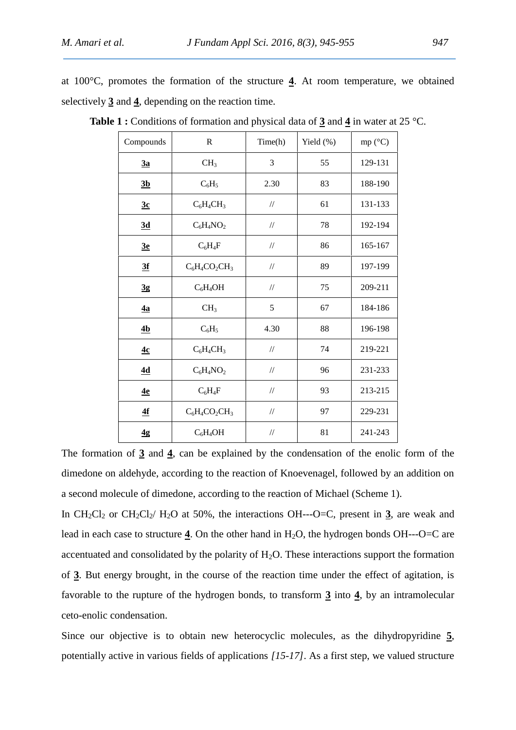at 100°C, promotes the formation of the structure **4**. At room temperature, we obtained selectively **3** and **4**, depending on the reaction time.

**Table 1 :** Conditions of formation and physical data of **3** and **4** in water at 25 °C.

| Compounds | R | Time(h) | Yield (%) | mp (°C) |
|---|---|---|---|---|
| **3a** | $CH_3$ | 3 | 55 | 129-131 |
| **3b** | $C_6H_5$ | 2.30 | 83 | 188-190 |
| **3c** | $C_6H_4CH_3$ | // | 61 | 131-133 |
| **3d** | $C_6H_4NO_2$ | // | 78 | 192-194 |
| **3e** | $C_6H_4F$ | // | 86 | 165-167 |
| **3f** | $C_6H_4CO_2CH_3$ | // | 89 | 197-199 |
| **3g** | $C_6H_4OH$ | // | 75 | 209-211 |
| **4a** | $CH_3$ | 5 | 67 | 184-186 |
| **4b** | $C_6H_5$ | 4.30 | 88 | 196-198 |
| **4c** | $C_6H_4CH_3$ | // | 74 | 219-221 |
| **4d** | $C_6H_4NO_2$ | // | 96 | 231-233 |
| **4e** | $C_6H_4F$ | // | 93 | 213-215 |
| **4f** | $C_6H_4CO_2CH_3$ | // | 97 | 229-231 |
| **4g** | $C_6H_4OH$ | // | 81 | 241-243 |

The formation of **3** and **4**, can be explained by the condensation of the enolic form of the dimedone on aldehyde, according to the reaction of Knoevenagel, followed by an addition on a second molecule of dimedone, according to the reaction of Michael (Scheme 1).

In $CH_2Cl_2$ or $CH_2Cl_2$/ $H_2O$ at 50%, the interactions OH---O=C, present in **3**, are weak and lead in each case to structure **4**. On the other hand in $H_2O$, the hydrogen bonds OH---O=C are accentuated and consolidated by the polarity of $H_2O$. These interactions support the formation of **3**. But energy brought, in the course of the reaction time under the effect of agitation, is favorable to the rupture of the hydrogen bonds, to transform **3** into **4**, by an intramolecular ceto-enolic condensation.

Since our objective is to obtain new heterocyclic molecules, as the dihydropyridine **5**, potentially active in various fields of applications *[15-17]*. As a first step, we valued structure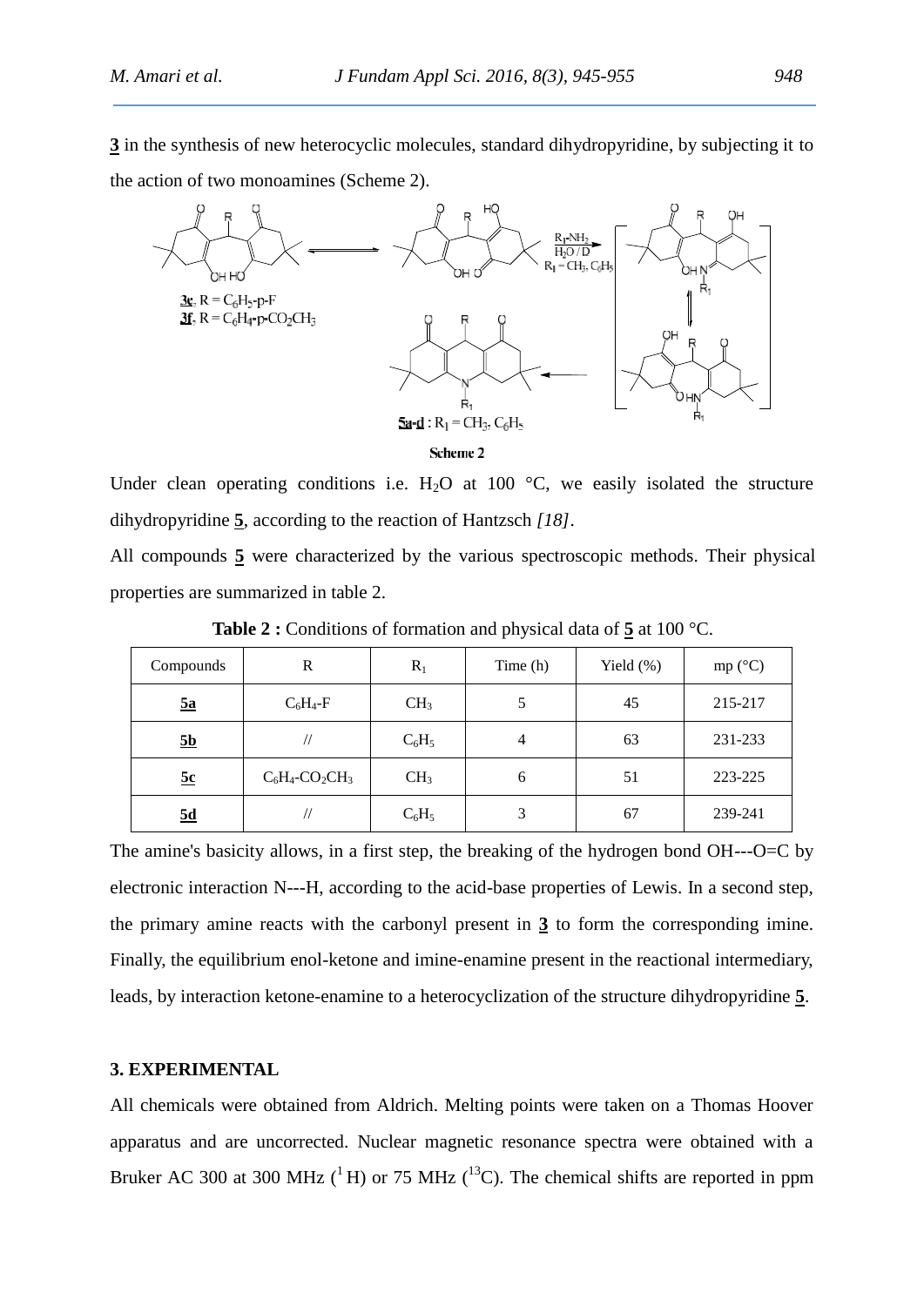**3** in the synthesis of new heterocyclic molecules, standard dihydropyridine, by subjecting it to the action of two monoamines (Scheme 2).

Scheme 2

Under clean operating conditions i.e. $H_2O$ at 100 °C, we easily isolated the structure dihydropyridine **5**, according to the reaction of Hantzsch *[18]*.

All compounds **5** were characterized by the various spectroscopic methods. Their physical properties are summarized in table 2.

**Table 2 :** Conditions of formation and physical data of **5** at 100 °C.

| Compounds | R | $R_1$ | Time (h) | Yield (%) | mp (°C) |
|---|---|---|---|---|---|
| **5a** | $C_6H_4$-F | $CH_3$ | 5 | 45 | 215-217 |
| **5b** | // | $C_6H_5$ | 4 | 63 | 231-233 |
| **5c** | $C_6H_4$-$CO_2CH_3$ | $CH_3$ | 6 | 51 | 223-225 |
| **5d** | // | $C_6H_5$ | 3 | 67 | 239-241 |

The amine's basicity allows, in a first step, the breaking of the hydrogen bond OH---O=C by electronic interaction N---H, according to the acid-base properties of Lewis. In a second step, the primary amine reacts with the carbonyl present in **3** to form the corresponding imine. Finally, the equilibrium enol-ketone and imine-enamine present in the reactional intermediary, leads, by interaction ketone-enamine to a heterocyclization of the structure dihydropyridine **5**.

## 3. EXPERIMENTAL

All chemicals were obtained from Aldrich. Melting points were taken on a Thomas Hoover apparatus and are uncorrected. Nuclear magnetic resonance spectra were obtained with a Bruker AC 300 at 300 MHz ($^{1}H$) or 75 MHz ($^{13}C$). The chemical shifts are reported in ppm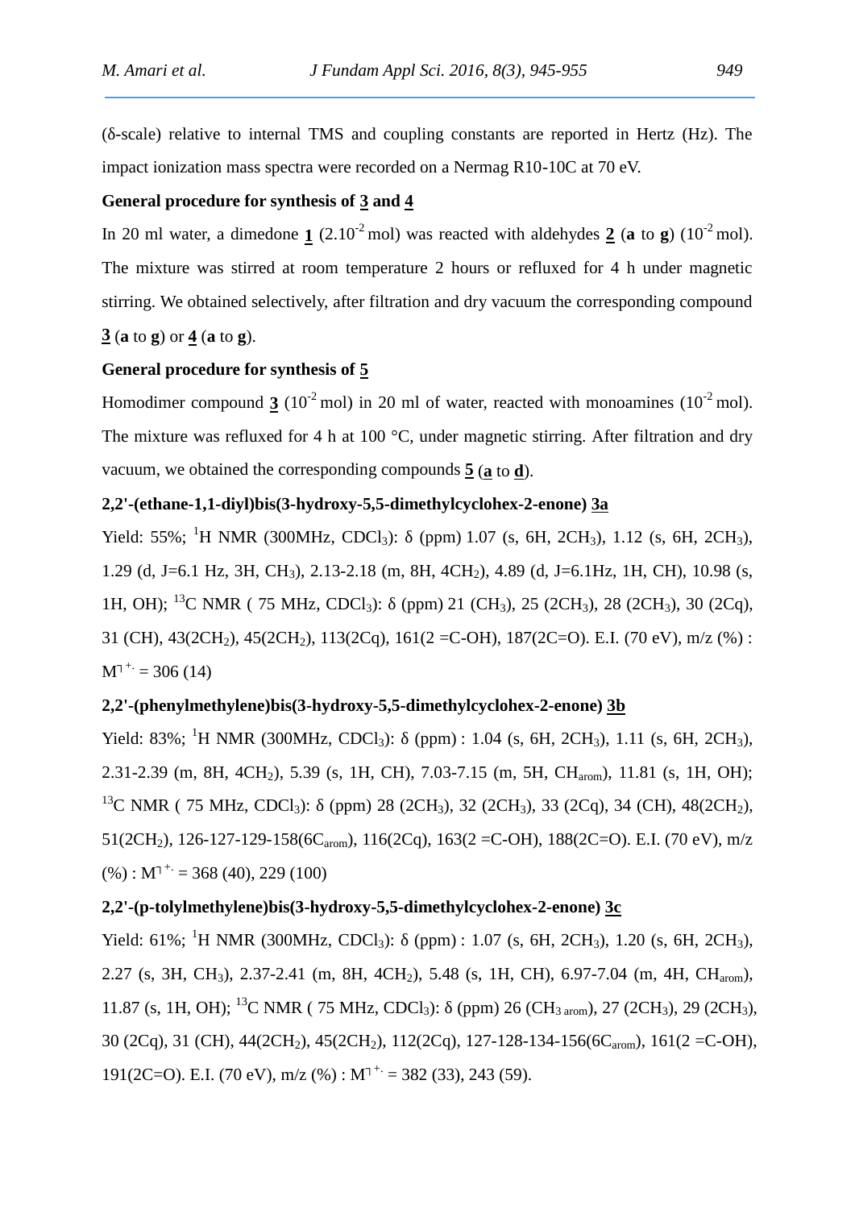(δ-scale) relative to internal TMS and coupling constants are reported in Hertz (Hz). The impact ionization mass spectra were recorded on a Nermag R10-10C at 70 eV.

**General procedure for synthesis of 3 and 4**

In 20 ml water, a dimedone **1** ($2.10^{-2}$ mol) was reacted with aldehydes **2** (**a** to **g**) ($10^{-2}$ mol). The mixture was stirred at room temperature 2 hours or refluxed for 4 h under magnetic stirring. We obtained selectively, after filtration and dry vacuum the corresponding compound **3** (**a** to **g**) or **4** (**a** to **g**).

**General procedure for synthesis of 5**

Homodimer compound **3** ($10^{-2}$ mol) in 20 ml of water, reacted with monoamines ($10^{-2}$ mol). The mixture was refluxed for 4 h at 100 °C, under magnetic stirring. After filtration and dry vacuum, we obtained the corresponding compounds **5** (**a** to **d**).

**2,2'-(ethane-1,1-diyl)bis(3-hydroxy-5,5-dimethylcyclohex-2-enone) 3a**

Yield: 55%; $^1$H NMR (300MHz, $CDCl_3$): δ (ppm) 1.07 (s, 6H, $2CH_3$), 1.12 (s, 6H, $2CH_3$), 1.29 (d, J=6.1 Hz, 3H, $CH_3$), 2.13-2.18 (m, 8H, $4CH_2$), 4.89 (d, J=6.1Hz, 1H, CH), 10.98 (s, 1H, OH); $^{13}$C NMR ( 75 MHz, $CDCl_3$): δ (ppm) 21 ($CH_3$), 25 ($2CH_3$), 28 ($2CH_3$), 30 (2Cq), 31 (CH), 43($2CH_2$), 45($2CH_2$), 113(2Cq), 161(2 =C-OH), 187(2C=O). E.I. (70 eV), m/z (%) : $M^{+\cdot}$ = 306 (14)

**2,2'-(phenylmethylene)bis(3-hydroxy-5,5-dimethylcyclohex-2-enone) 3b**

Yield: 83%; $^1$H NMR (300MHz, $CDCl_3$): δ (ppm) : 1.04 (s, 6H, $2CH_3$), 1.11 (s, 6H, $2CH_3$), 2.31-2.39 (m, 8H, $4CH_2$), 5.39 (s, 1H, CH), 7.03-7.15 (m, 5H, $CH_{arom}$), 11.81 (s, 1H, OH); $^{13}$C NMR ( 75 MHz, $CDCl_3$): δ (ppm) 28 ($2CH_3$), 32 ($2CH_3$), 33 (2Cq), 34 (CH), 48($2CH_2$), 51($2CH_2$), 126-127-129-158($6C_{arom}$), 116(2Cq), 163(2 =C-OH), 188(2C=O). E.I. (70 eV), m/z (%) : $M^{+\cdot}$ = 368 (40), 229 (100)

**2,2'-(p-tolylmethylene)bis(3-hydroxy-5,5-dimethylcyclohex-2-enone) 3c**

Yield: 61%; $^1$H NMR (300MHz, $CDCl_3$): δ (ppm) : 1.07 (s, 6H, $2CH_3$), 1.20 (s, 6H, $2CH_3$), 2.27 (s, 3H, $CH_3$), 2.37-2.41 (m, 8H, $4CH_2$), 5.48 (s, 1H, CH), 6.97-7.04 (m, 4H, $CH_{arom}$), 11.87 (s, 1H, OH); $^{13}$C NMR ( 75 MHz, $CDCl_3$): δ (ppm) 26 ($CH_{3\ arom}$), 27 ($2CH_3$), 29 ($2CH_3$), 30 (2Cq), 31 (CH), 44($2CH_2$), 45($2CH_2$), 112(2Cq), 127-128-134-156($6C_{arom}$), 161(2 =C-OH), 191(2C=O). E.I. (70 eV), m/z (%) : $M^{+\cdot}$ = 382 (33), 243 (59).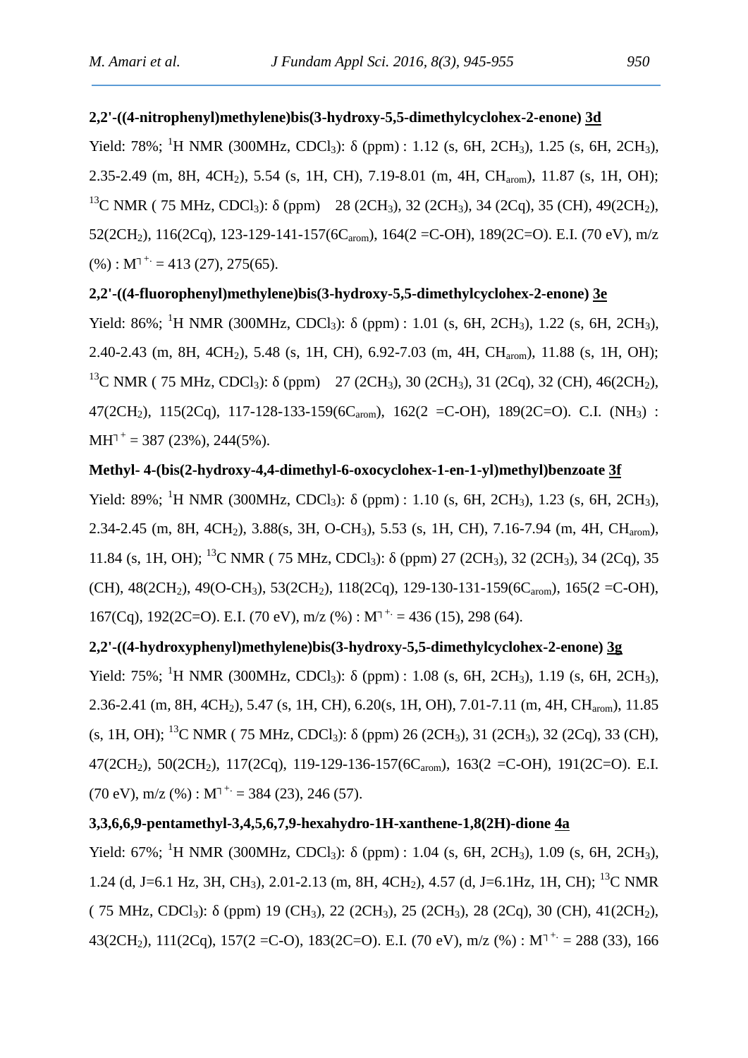**2,2'-((4-nitrophenyl)methylene)bis(3-hydroxy-5,5-dimethylcyclohex-2-enone) 3d**

Yield: 78%; $^{1}H$ NMR (300MHz, $CDCl_3$): δ (ppm) : 1.12 (s, 6H, $2CH_3$), 1.25 (s, 6H, $2CH_3$), 2.35-2.49 (m, 8H, $4CH_2$), 5.54 (s, 1H, CH), 7.19-8.01 (m, 4H, $CH_{arom}$), 11.87 (s, 1H, OH); $^{13}C$ NMR ( 75 MHz, $CDCl_3$): δ (ppm) 28 ($2CH_3$), 32 ($2CH_3$), 34 (2Cq), 35 (CH), 49($2CH_2$), 52($2CH_2$), 116(2Cq), 123-129-141-157($6C_{arom}$), 164(2 =C-OH), 189(2C=O). E.I. (70 eV), m/z (%) : $M^{+\cdot}$ = 413 (27), 275(65).

**2,2'-((4-fluorophenyl)methylene)bis(3-hydroxy-5,5-dimethylcyclohex-2-enone) 3e**

Yield: 86%; $^{1}H$ NMR (300MHz, $CDCl_3$): δ (ppm) : 1.01 (s, 6H, $2CH_3$), 1.22 (s, 6H, $2CH_3$), 2.40-2.43 (m, 8H, $4CH_2$), 5.48 (s, 1H, CH), 6.92-7.03 (m, 4H, $CH_{arom}$), 11.88 (s, 1H, OH); $^{13}C$ NMR ( 75 MHz, $CDCl_3$): δ (ppm) 27 ($2CH_3$), 30 ($2CH_3$), 31 (2Cq), 32 (CH), 46($2CH_2$), 47($2CH_2$), 115(2Cq), 117-128-133-159($6C_{arom}$), 162(2 =C-OH), 189(2C=O). C.I. ($NH_3$) : $MH^{+}$ = 387 (23%), 244(5%).

**Methyl- 4-(bis(2-hydroxy-4,4-dimethyl-6-oxocyclohex-1-en-1-yl)methyl)benzoate 3f**

Yield: 89%; $^{1}H$ NMR (300MHz, $CDCl_3$): δ (ppm) : 1.10 (s, 6H, $2CH_3$), 1.23 (s, 6H, $2CH_3$), 2.34-2.45 (m, 8H, $4CH_2$), 3.88(s, 3H, O-$CH_3$), 5.53 (s, 1H, CH), 7.16-7.94 (m, 4H, $CH_{arom}$), 11.84 (s, 1H, OH); $^{13}C$ NMR ( 75 MHz, $CDCl_3$): δ (ppm) 27 ($2CH_3$), 32 ($2CH_3$), 34 (2Cq), 35 (CH), 48($2CH_2$), 49(O-$CH_3$), 53($2CH_2$), 118(2Cq), 129-130-131-159($6C_{arom}$), 165(2 =C-OH), 167(Cq), 192(2C=O). E.I. (70 eV), m/z (%) : $M^{+\cdot}$ = 436 (15), 298 (64).

**2,2'-((4-hydroxyphenyl)methylene)bis(3-hydroxy-5,5-dimethylcyclohex-2-enone) 3g**

Yield: 75%; $^{1}H$ NMR (300MHz, $CDCl_3$): δ (ppm) : 1.08 (s, 6H, $2CH_3$), 1.19 (s, 6H, $2CH_3$), 2.36-2.41 (m, 8H, $4CH_2$), 5.47 (s, 1H, CH), 6.20(s, 1H, OH), 7.01-7.11 (m, 4H, $CH_{arom}$), 11.85 (s, 1H, OH); $^{13}C$ NMR ( 75 MHz, $CDCl_3$): δ (ppm) 26 ($2CH_3$), 31 ($2CH_3$), 32 (2Cq), 33 (CH), 47($2CH_2$), 50($2CH_2$), 117(2Cq), 119-129-136-157($6C_{arom}$), 163(2 =C-OH), 191(2C=O). E.I. (70 eV), m/z (%) : $M^{+\cdot}$ = 384 (23), 246 (57).

**3,3,6,6,9-pentamethyl-3,4,5,6,7,9-hexahydro-1H-xanthene-1,8(2H)-dione 4a**

Yield: 67%; $^{1}H$ NMR (300MHz, $CDCl_3$): δ (ppm) : 1.04 (s, 6H, $2CH_3$), 1.09 (s, 6H, $2CH_3$), 1.24 (d, J=6.1 Hz, 3H, $CH_3$), 2.01-2.13 (m, 8H, $4CH_2$), 4.57 (d, J=6.1Hz, 1H, CH); $^{13}C$ NMR ( 75 MHz, $CDCl_3$): δ (ppm) 19 ($CH_3$), 22 ($2CH_3$), 25 ($2CH_3$), 28 (2Cq), 30 (CH), 41($2CH_2$), 43($2CH_2$), 111(2Cq), 157(2 =C-O), 183(2C=O). E.I. (70 eV), m/z (%) : $M^{+\cdot}$ = 288 (33), 166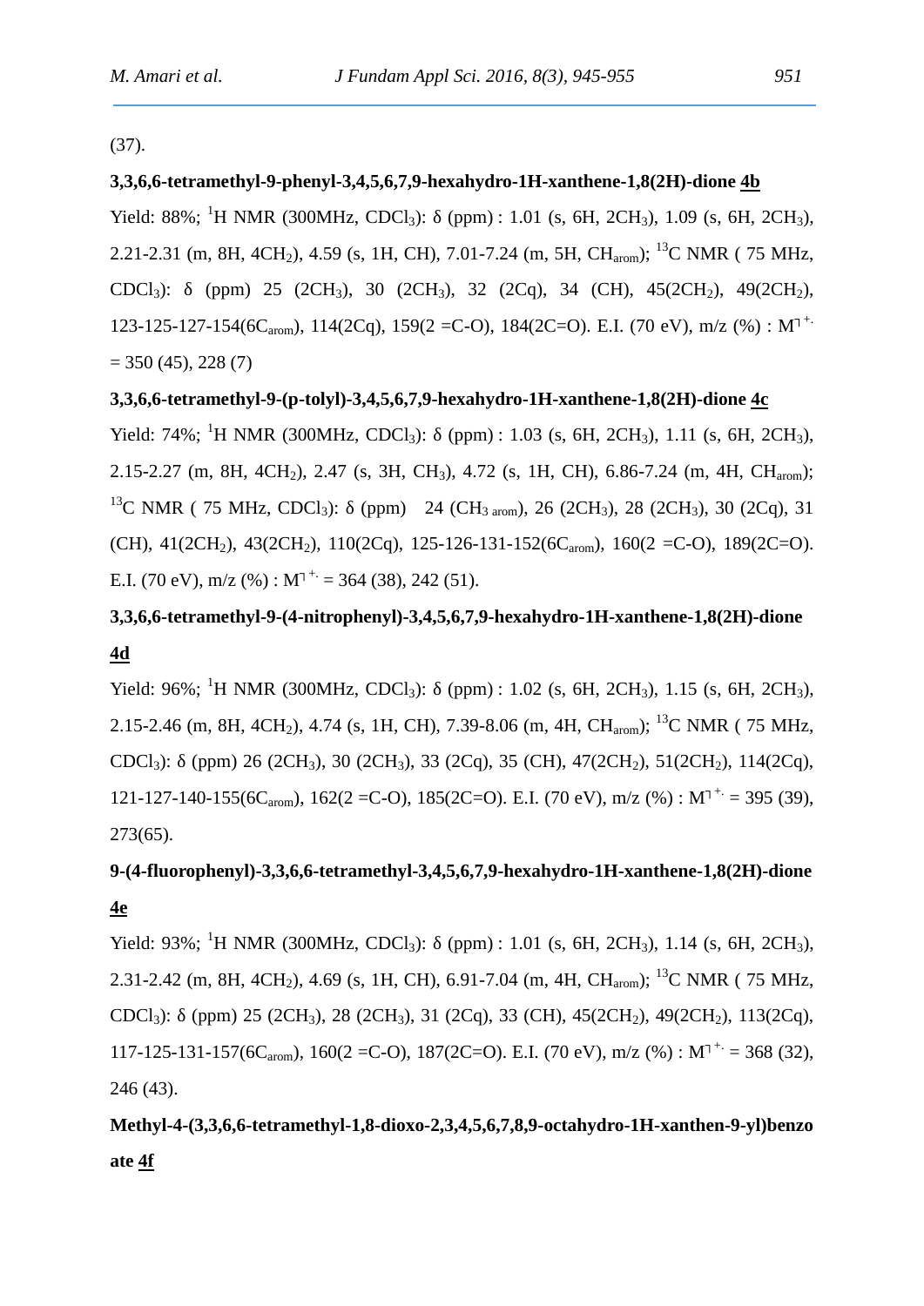(37).

**3,3,6,6-tetramethyl-9-phenyl-3,4,5,6,7,9-hexahydro-1H-xanthene-1,8(2H)-dione <u>4b</u>**

Yield: 88%; $^{1}$H NMR (300MHz, $CDCl_3$): δ (ppm) : 1.01 (s, 6H, $2CH_3$), 1.09 (s, 6H, $2CH_3$), 2.21-2.31 (m, 8H, $4CH_2$), 4.59 (s, 1H, CH), 7.01-7.24 (m, 5H, $CH_{arom}$); $^{13}$C NMR ( 75 MHz, $CDCl_3$): δ (ppm) 25 ($2CH_3$), 30 ($2CH_3$), 32 (2Cq), 34 (CH), 45($2CH_2$), 49($2CH_2$), 123-125-127-154($6C_{arom}$), 114(2Cq), 159(2 =C-O), 184(2C=O). E.I. (70 eV), m/z (%) : $M^{+\cdot}$ = 350 (45), 228 (7)

**3,3,6,6-tetramethyl-9-(p-tolyl)-3,4,5,6,7,9-hexahydro-1H-xanthene-1,8(2H)-dione <u>4c</u>**

Yield: 74%; $^{1}$H NMR (300MHz, $CDCl_3$): δ (ppm) : 1.03 (s, 6H, $2CH_3$), 1.11 (s, 6H, $2CH_3$), 2.15-2.27 (m, 8H, $4CH_2$), 2.47 (s, 3H, $CH_3$), 4.72 (s, 1H, CH), 6.86-7.24 (m, 4H, $CH_{arom}$); $^{13}$C NMR ( 75 MHz, $CDCl_3$): δ (ppm) 24 ($CH_{3\ arom}$), 26 ($2CH_3$), 28 ($2CH_3$), 30 (2Cq), 31 (CH), 41($2CH_2$), 43($2CH_2$), 110(2Cq), 125-126-131-152($6C_{arom}$), 160(2 =C-O), 189(2C=O). E.I. (70 eV), m/z (%) : $M^{+\cdot}$ = 364 (38), 242 (51).

**3,3,6,6-tetramethyl-9-(4-nitrophenyl)-3,4,5,6,7,9-hexahydro-1H-xanthene-1,8(2H)-dione <u>4d</u>**

Yield: 96%; $^{1}$H NMR (300MHz, $CDCl_3$): δ (ppm) : 1.02 (s, 6H, $2CH_3$), 1.15 (s, 6H, $2CH_3$), 2.15-2.46 (m, 8H, $4CH_2$), 4.74 (s, 1H, CH), 7.39-8.06 (m, 4H, $CH_{arom}$); $^{13}$C NMR ( 75 MHz, $CDCl_3$): δ (ppm) 26 ($2CH_3$), 30 ($2CH_3$), 33 (2Cq), 35 (CH), 47($2CH_2$), 51($2CH_2$), 114(2Cq), 121-127-140-155($6C_{arom}$), 162(2 =C-O), 185(2C=O). E.I. (70 eV), m/z (%) : $M^{+\cdot}$ = 395 (39), 273(65).

**9-(4-fluorophenyl)-3,3,6,6-tetramethyl-3,4,5,6,7,9-hexahydro-1H-xanthene-1,8(2H)-dione <u>4e</u>**

Yield: 93%; $^{1}$H NMR (300MHz, $CDCl_3$): δ (ppm) : 1.01 (s, 6H, $2CH_3$), 1.14 (s, 6H, $2CH_3$), 2.31-2.42 (m, 8H, $4CH_2$), 4.69 (s, 1H, CH), 6.91-7.04 (m, 4H, $CH_{arom}$); $^{13}$C NMR ( 75 MHz, $CDCl_3$): δ (ppm) 25 ($2CH_3$), 28 ($2CH_3$), 31 (2Cq), 33 (CH), 45($2CH_2$), 49($2CH_2$), 113(2Cq), 117-125-131-157($6C_{arom}$), 160(2 =C-O), 187(2C=O). E.I. (70 eV), m/z (%) : $M^{+\cdot}$ = 368 (32), 246 (43).

**Methyl-4-(3,3,6,6-tetramethyl-1,8-dioxo-2,3,4,5,6,7,8,9-octahydro-1H-xanthen-9-yl)benzoate <u>4f</u>**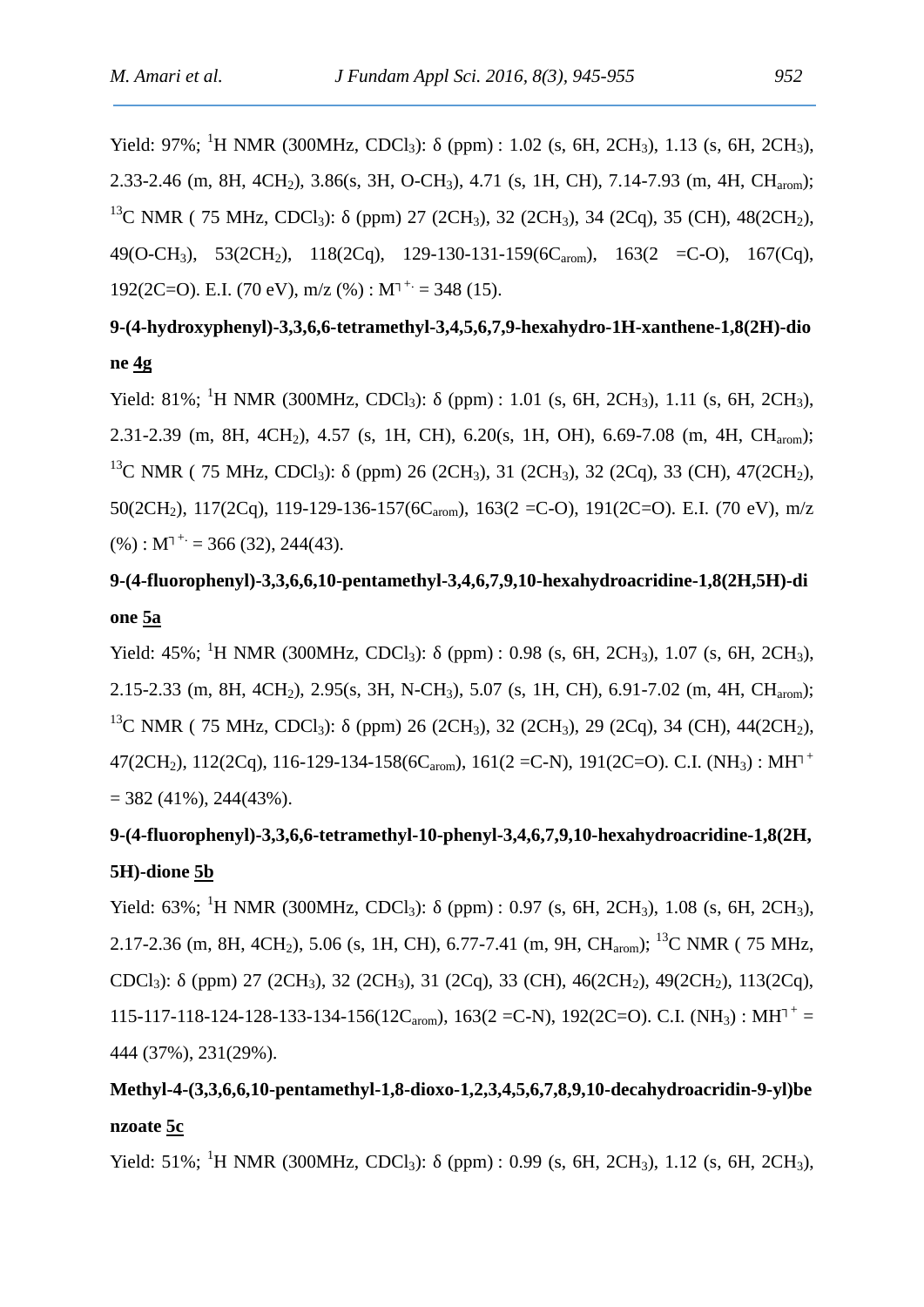Yield: 97%; $^{1}H$ NMR (300MHz, $CDCl_3$): δ (ppm) : 1.02 (s, 6H, $2CH_3$), 1.13 (s, 6H, $2CH_3$), 2.33-2.46 (m, 8H, $4CH_2$), 3.86(s, 3H, O-$CH_3$), 4.71 (s, 1H, CH), 7.14-7.93 (m, 4H, $CH_{arom}$); $^{13}C$ NMR ( 75 MHz, $CDCl_3$): δ (ppm) 27 ($2CH_3$), 32 ($2CH_3$), 34 (2Cq), 35 (CH), 48($2CH_2$), 49(O-$CH_3$), 53($2CH_2$), 118(2Cq), 129-130-131-159(6$C_{arom}$), 163(2 =C-O), 167(Cq), 192(2C=O). E.I. (70 eV), m/z (%) : $M^{+\cdot}$ = 348 (15).

**9-(4-hydroxyphenyl)-3,3,6,6-tetramethyl-3,4,5,6,7,9-hexahydro-1H-xanthene-1,8(2H)-dione 4g**

Yield: 81%; $^{1}H$ NMR (300MHz, $CDCl_3$): δ (ppm) : 1.01 (s, 6H, $2CH_3$), 1.11 (s, 6H, $2CH_3$), 2.31-2.39 (m, 8H, $4CH_2$), 4.57 (s, 1H, CH), 6.20(s, 1H, OH), 6.69-7.08 (m, 4H, $CH_{arom}$); $^{13}C$ NMR ( 75 MHz, $CDCl_3$): δ (ppm) 26 ($2CH_3$), 31 ($2CH_3$), 32 (2Cq), 33 (CH), 47($2CH_2$), 50($2CH_2$), 117(2Cq), 119-129-136-157(6$C_{arom}$), 163(2 =C-O), 191(2C=O). E.I. (70 eV), m/z (%) : $M^{+\cdot}$ = 366 (32), 244(43).

**9-(4-fluorophenyl)-3,3,6,6,10-pentamethyl-3,4,6,7,9,10-hexahydroacridine-1,8(2H,5H)-dione 5a**

Yield: 45%; $^{1}H$ NMR (300MHz, $CDCl_3$): δ (ppm) : 0.98 (s, 6H, $2CH_3$), 1.07 (s, 6H, $2CH_3$), 2.15-2.33 (m, 8H, $4CH_2$), 2.95(s, 3H, N-$CH_3$), 5.07 (s, 1H, CH), 6.91-7.02 (m, 4H, $CH_{arom}$); $^{13}C$ NMR ( 75 MHz, $CDCl_3$): δ (ppm) 26 ($2CH_3$), 32 ($2CH_3$), 29 (2Cq), 34 (CH), 44($2CH_2$), 47($2CH_2$), 112(2Cq), 116-129-134-158(6$C_{arom}$), 161(2 =C-N), 191(2C=O). C.I. ($NH_3$) : $MH^{+}$ = 382 (41%), 244(43%).

**9-(4-fluorophenyl)-3,3,6,6-tetramethyl-10-phenyl-3,4,6,7,9,10-hexahydroacridine-1,8(2H,5H)-dione 5b**

Yield: 63%; $^{1}H$ NMR (300MHz, $CDCl_3$): δ (ppm) : 0.97 (s, 6H, $2CH_3$), 1.08 (s, 6H, $2CH_3$), 2.17-2.36 (m, 8H, $4CH_2$), 5.06 (s, 1H, CH), 6.77-7.41 (m, 9H, $CH_{arom}$); $^{13}C$ NMR ( 75 MHz, $CDCl_3$): δ (ppm) 27 ($2CH_3$), 32 ($2CH_3$), 31 (2Cq), 33 (CH), 46($2CH_2$), 49($2CH_2$), 113(2Cq), 115-117-118-124-128-133-134-156(12$C_{arom}$), 163(2 =C-N), 192(2C=O). C.I. ($NH_3$) : $MH^{+}$ = 444 (37%), 231(29%).

**Methyl-4-(3,3,6,6,10-pentamethyl-1,8-dioxo-1,2,3,4,5,6,7,8,9,10-decahydroacridin-9-yl)benzoate 5c**

Yield: 51%; $^{1}H$ NMR (300MHz, $CDCl_3$): δ (ppm) : 0.99 (s, 6H, $2CH_3$), 1.12 (s, 6H, $2CH_3$),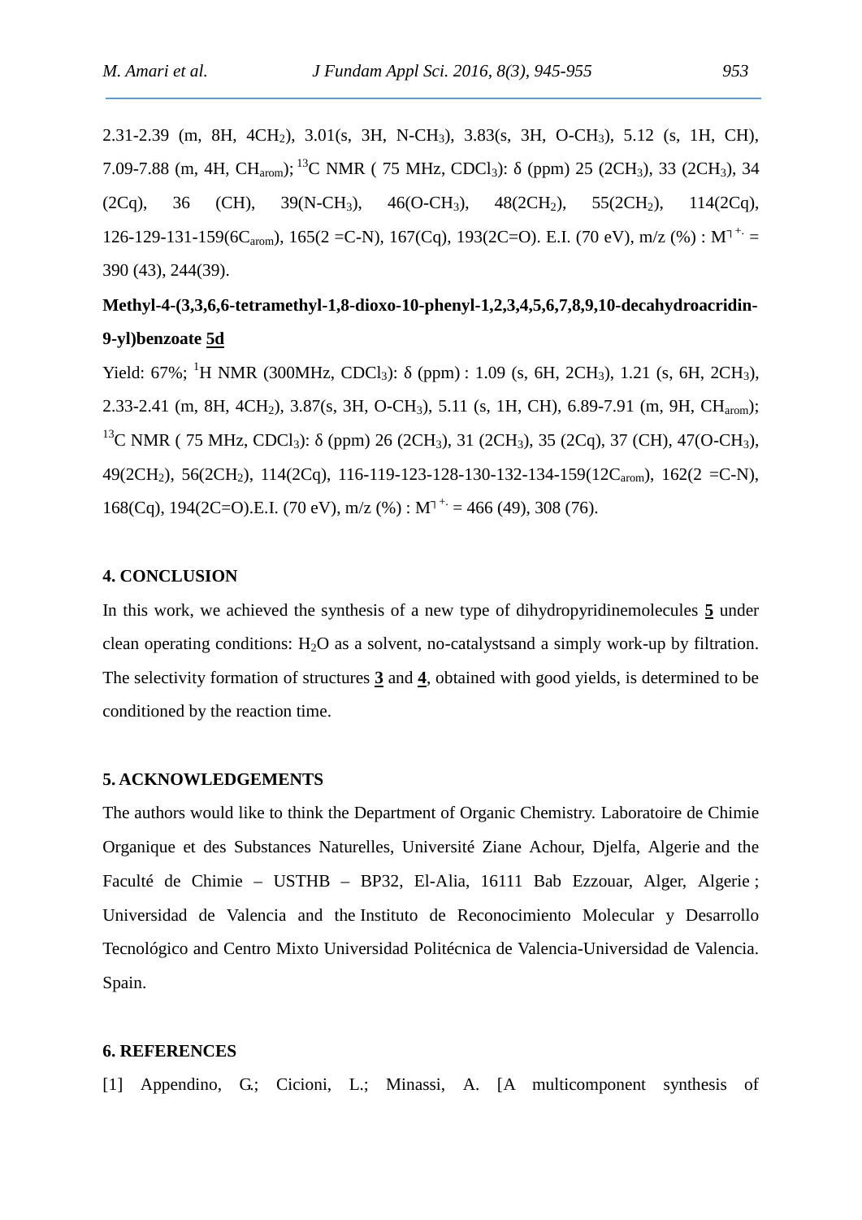2.31-2.39 (m, 8H, $4CH_2$), 3.01(s, 3H, N-$CH_3$), 3.83(s, 3H, O-$CH_3$), 5.12 (s, 1H, CH), 7.09-7.88 (m, 4H, $CH_{arom}$); $^{13}$C NMR ( 75 MHz, $CDCl_3$): δ (ppm) 25 ($2CH_3$), 33 ($2CH_3$), 34 (2Cq), 36 (CH), 39(N-$CH_3$), 46(O-$CH_3$), 48($2CH_2$), 55($2CH_2$), 114(2Cq), 126-129-131-159($6C_{arom}$), 165(2 =C-N), 167(Cq), 193(2C=O). E.I. (70 eV), m/z (%) : $M^{+\cdot}$ = 390 (43), 244(39).

**Methyl-4-(3,3,6,6-tetramethyl-1,8-dioxo-10-phenyl-1,2,3,4,5,6,7,8,9,10-decahydroacridin-9-yl)benzoate 5d**

Yield: 67%; $^{1}$H NMR (300MHz, $CDCl_3$): δ (ppm) : 1.09 (s, 6H, $2CH_3$), 1.21 (s, 6H, $2CH_3$), 2.33-2.41 (m, 8H, $4CH_2$), 3.87(s, 3H, O-$CH_3$), 5.11 (s, 1H, CH), 6.89-7.91 (m, 9H, $CH_{arom}$); $^{13}$C NMR ( 75 MHz, $CDCl_3$): δ (ppm) 26 ($2CH_3$), 31 ($2CH_3$), 35 (2Cq), 37 (CH), 47(O-$CH_3$), 49($2CH_2$), 56($2CH_2$), 114(2Cq), 116-119-123-128-130-132-134-159($12C_{arom}$), 162(2 =C-N), 168(Cq), 194(2C=O).E.I. (70 eV), m/z (%) : $M^{+\cdot}$ = 466 (49), 308 (76).

## 4. CONCLUSION

In this work, we achieved the synthesis of a new type of dihydropyridinemolecules **5** under clean operating conditions: $H_2O$ as a solvent, no-catalystsand a simply work-up by filtration. The selectivity formation of structures **3** and **4**, obtained with good yields, is determined to be conditioned by the reaction time.

## 5. ACKNOWLEDGEMENTS

The authors would like to think the Department of Organic Chemistry. Laboratoire de Chimie Organique et des Substances Naturelles, Université Ziane Achour, Djelfa, Algerie and the Faculté de Chimie – USTHB – BP32, El-Alia, 16111 Bab Ezzouar, Alger, Algerie ; Universidad de Valencia and the Instituto de Reconocimiento Molecular y Desarrollo Tecnológico and Centro Mixto Universidad Politécnica de Valencia-Universidad de Valencia. Spain.

## 6. REFERENCES

[1] Appendino, G.; Cicioni, L.; Minassi, A. [A multicomponent synthesis of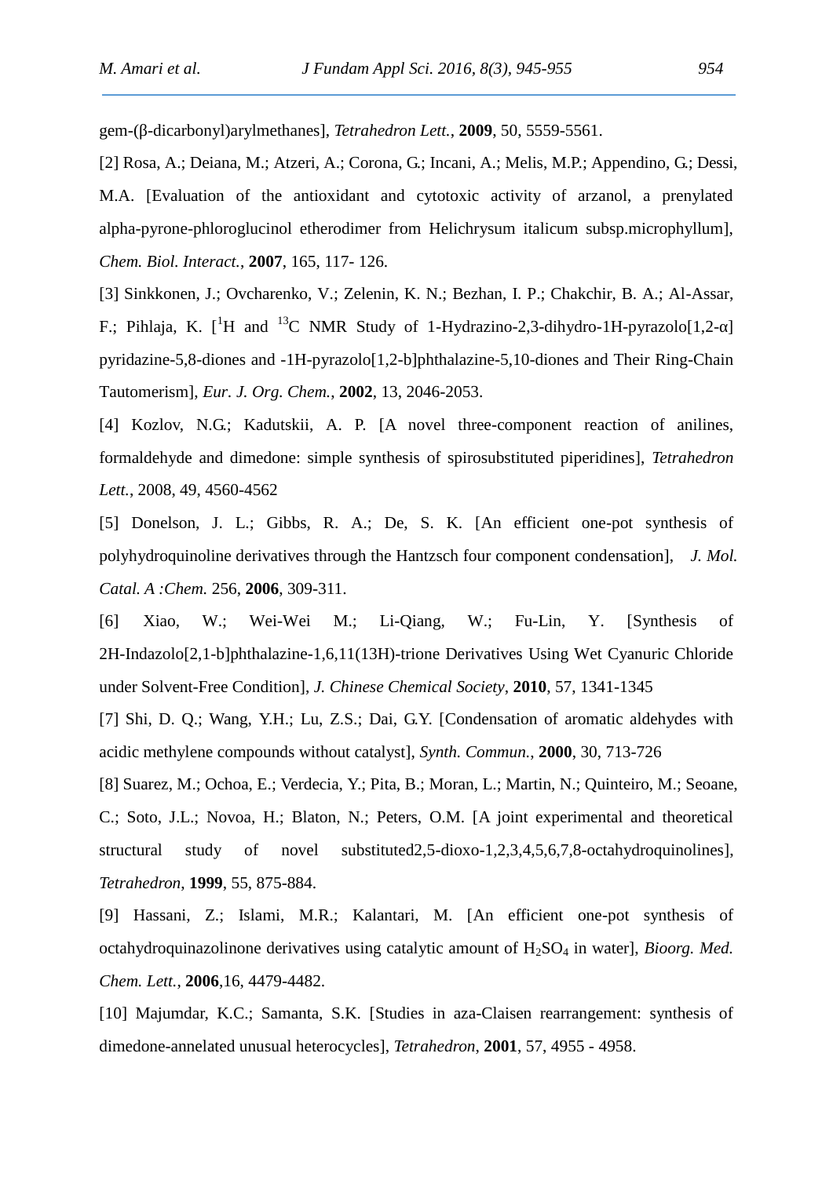gem-(β-dicarbonyl)arylmethanes], *Tetrahedron Lett.*, **2009**, 50, 5559-5561.

[2] Rosa, A.; Deiana, M.; Atzeri, A.; Corona, G.; Incani, A.; Melis, M.P.; Appendino, G.; Dessi, M.A. [Evaluation of the antioxidant and cytotoxic activity of arzanol, a prenylated alpha-pyrone-phloroglucinol etherodimer from Helichrysum italicum subsp.microphyllum], *Chem. Biol. Interact.*, **2007**, 165, 117- 126.

[3] Sinkkonen, J.; Ovcharenko, V.; Zelenin, K. N.; Bezhan, I. P.; Chakchir, B. A.; Al-Assar, F.; Pihlaja, K. [$^{1}$H and $^{13}$C NMR Study of 1-Hydrazino-2,3-dihydro-1H-pyrazolo[1,2-α] pyridazine-5,8-diones and -1H-pyrazolo[1,2-b]phthalazine-5,10-diones and Their Ring-Chain Tautomerism], *Eur. J. Org. Chem.*, **2002**, 13, 2046-2053.

[4] Kozlov, N.G.; Kadutskii, A. P. [A novel three-component reaction of anilines, formaldehyde and dimedone: simple synthesis of spirosubstituted piperidines], *Tetrahedron Lett.*, 2008, 49, 4560-4562

[5] Donelson, J. L.; Gibbs, R. A.; De, S. K. [An efficient one-pot synthesis of polyhydroquinoline derivatives through the Hantzsch four component condensation], *J. Mol. Catal. A :Chem.* 256, **2006**, 309-311.

[6] Xiao, W.; Wei-Wei M.; Li-Qiang, W.; Fu-Lin, Y. [Synthesis of 2H-Indazolo[2,1-b]phthalazine-1,6,11(13H)-trione Derivatives Using Wet Cyanuric Chloride under Solvent-Free Condition], *J. Chinese Chemical Society*, **2010**, 57, 1341-1345

[7] Shi, D. Q.; Wang, Y.H.; Lu, Z.S.; Dai, G.Y. [Condensation of aromatic aldehydes with acidic methylene compounds without catalyst], *Synth. Commun.*, **2000**, 30, 713-726

[8] Suarez, M.; Ochoa, E.; Verdecia, Y.; Pita, B.; Moran, L.; Martin, N.; Quinteiro, M.; Seoane, C.; Soto, J.L.; Novoa, H.; Blaton, N.; Peters, O.M. [A joint experimental and theoretical structural study of novel substituted2,5-dioxo-1,2,3,4,5,6,7,8-octahydroquinolines], *Tetrahedron*, **1999**, 55, 875-884.

[9] Hassani, Z.; Islami, M.R.; Kalantari, M. [An efficient one-pot synthesis of octahydroquinazolinone derivatives using catalytic amount of $H_2SO_4$ in water], *Bioorg. Med. Chem. Lett.*, **2006**,16, 4479-4482.

[10] Majumdar, K.C.; Samanta, S.K. [Studies in aza-Claisen rearrangement: synthesis of dimedone-annelated unusual heterocycles], *Tetrahedron*, **2001**, 57, 4955 - 4958.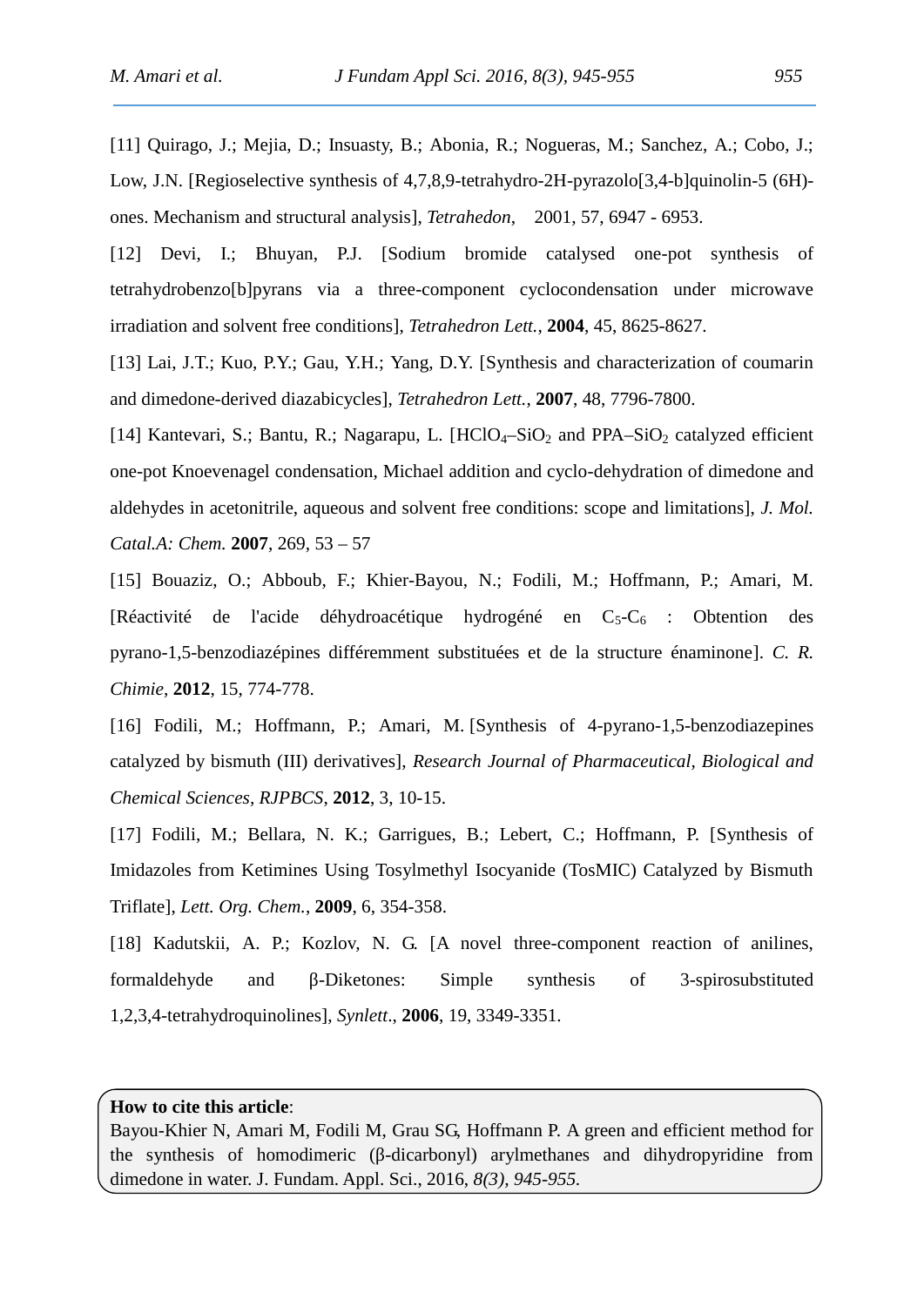[11] Quirago, J.; Mejia, D.; Insuasty, B.; Abonia, R.; Nogueras, M.; Sanchez, A.; Cobo, J.; Low, J.N. [Regioselective synthesis of 4,7,8,9-tetrahydro-2H-pyrazolo[3,4-b]quinolin-5 (6H)-ones. Mechanism and structural analysis], *Tetrahedon*, 2001, 57, 6947 - 6953.

[12] Devi, I.; Bhuyan, P.J. [Sodium bromide catalysed one-pot synthesis of tetrahydrobenzo[b]pyrans via a three-component cyclocondensation under microwave irradiation and solvent free conditions], *Tetrahedron Lett.*, **2004**, 45, 8625-8627.

[13] Lai, J.T.; Kuo, P.Y.; Gau, Y.H.; Yang, D.Y. [Synthesis and characterization of coumarin and dimedone-derived diazabicycles], *Tetrahedron Lett.*, **2007**, 48, 7796-7800.

[14] Kantevari, S.; Bantu, R.; Nagarapu, L. [$HClO_4$–$SiO_2$ and PPA–$SiO_2$ catalyzed efficient one-pot Knoevenagel condensation, Michael addition and cyclo-dehydration of dimedone and aldehydes in acetonitrile, aqueous and solvent free conditions: scope and limitations], *J. Mol. Catal.A: Chem.* **2007**, 269, 53 – 57

[15] Bouaziz, O.; Abboub, F.; Khier-Bayou, N.; Fodili, M.; Hoffmann, P.; Amari, M. [Réactivité de l'acide déhydroacétique hydrogéné en $C_5$-$C_6$ : Obtention des pyrano-1,5-benzodiazépines différemment substituées et de la structure énaminone]. *C. R. Chimie*, **2012**, 15, 774-778.

[16] Fodili, M.; Hoffmann, P.; Amari, M. [Synthesis of 4-pyrano-1,5-benzodiazepines catalyzed by bismuth (III) derivatives], *Research Journal of Pharmaceutical, Biological and Chemical Sciences, RJPBCS*, **2012**, 3, 10-15.

[17] Fodili, M.; Bellara, N. K.; Garrigues, B.; Lebert, C.; Hoffmann, P. [Synthesis of Imidazoles from Ketimines Using Tosylmethyl Isocyanide (TosMIC) Catalyzed by Bismuth Triflate], *Lett. Org. Chem.*, **2009**, 6, 354-358.

[18] Kadutskii, A. P.; Kozlov, N. G. [A novel three-component reaction of anilines, formaldehyde and β-Diketones: Simple synthesis of 3-spirosubstituted 1,2,3,4-tetrahydroquinolines], *Synlett*., **2006**, 19, 3349-3351.

**How to cite this article**:
Bayou-Khier N, Amari M, Fodili M, Grau SG, Hoffmann P. A green and efficient method for the synthesis of homodimeric (β-dicarbonyl) arylmethanes and dihydropyridine from dimedone in water. J. Fundam. Appl. Sci., 2016, *8(3), 945-955.*